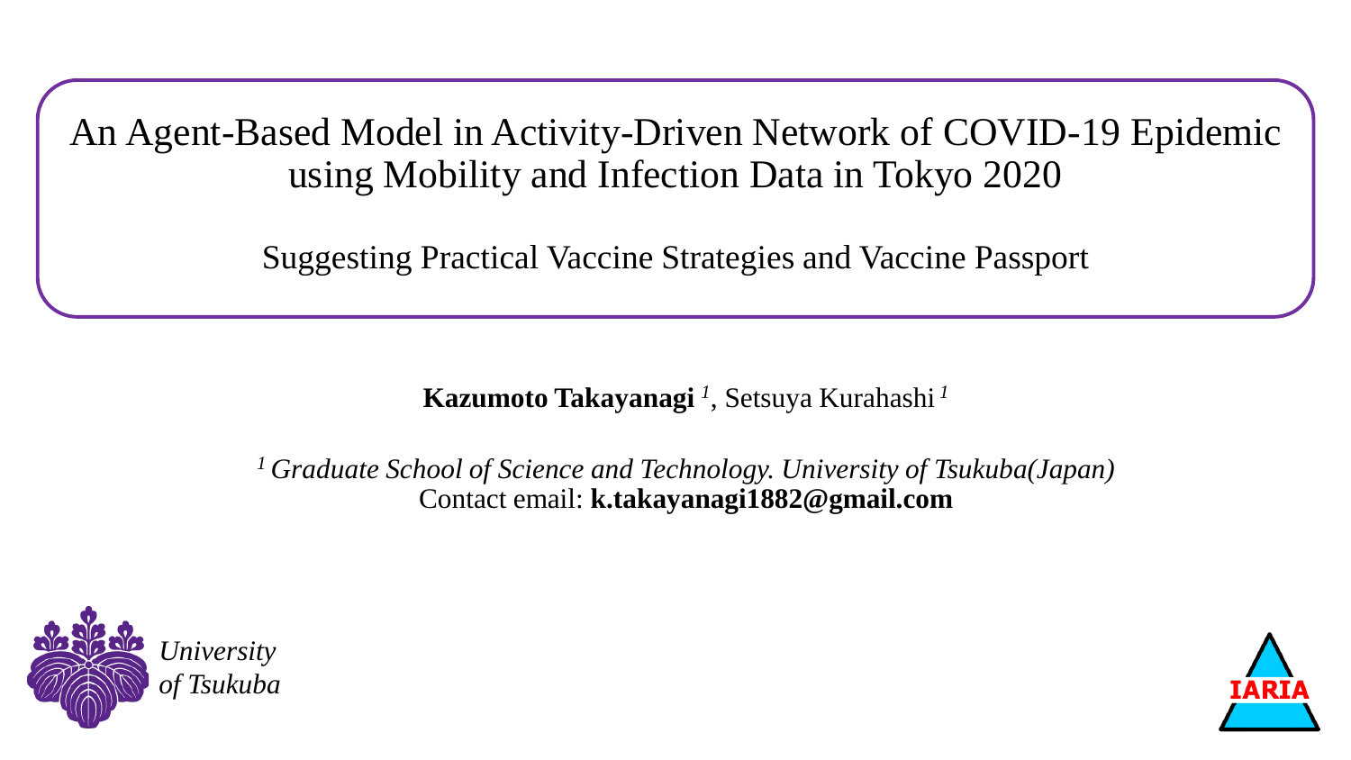# An Agent-Based Model in Activity-Driven Network of COVID-19 Epidemic using Mobility and Infection Data in Tokyo 2020

## Suggesting Practical Vaccine Strategies and Vaccine Passport

**Kazumoto Takayanagi** [1], Setsuya Kurahashi [1]

[1] *Graduate School of Science and Technology. University of Tsukuba(Japan)*
Contact email: **k.takayanagi1882@gmail.com**

*University of Tsukuba*

IARIA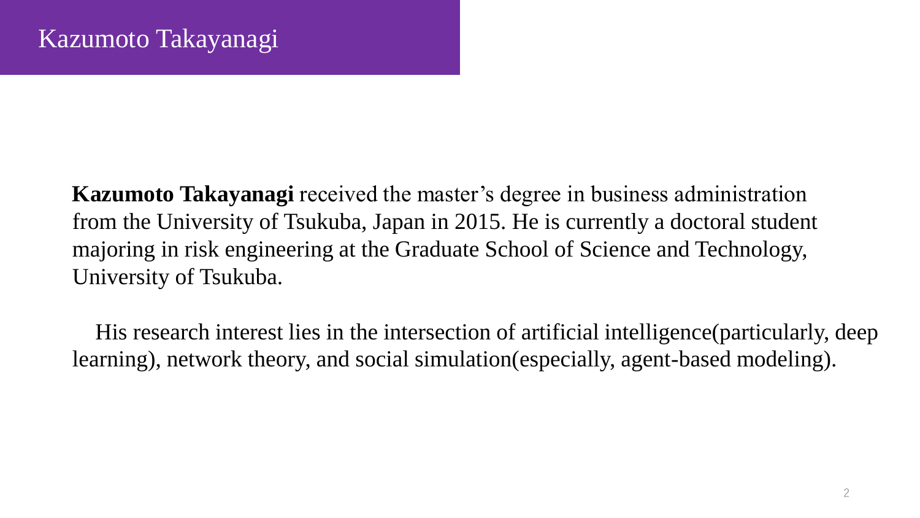# Kazumoto Takayanagi

**Kazumoto Takayanagi** received the master's degree in business administration from the University of Tsukuba, Japan in 2015. He is currently a doctoral student majoring in risk engineering at the Graduate School of Science and Technology, University of Tsukuba.

His research interest lies in the intersection of artificial intelligence(particularly, deep learning), network theory, and social simulation(especially, agent-based modeling).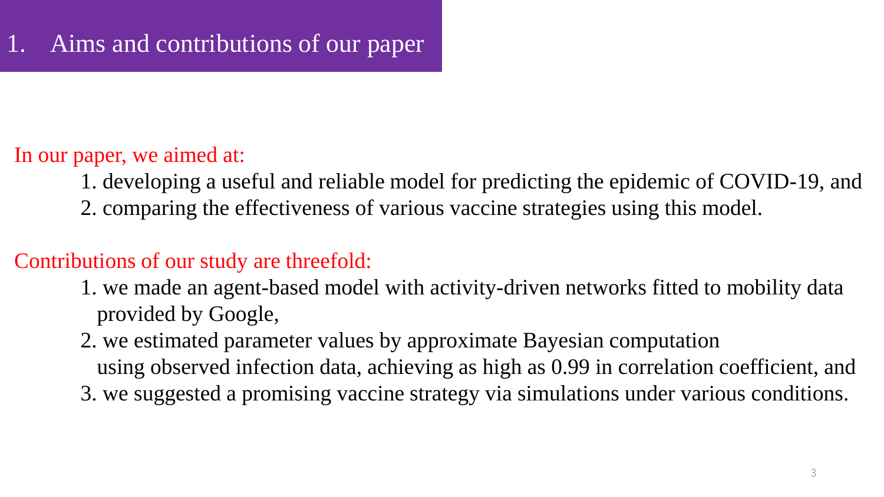# 1. Aims and contributions of our paper

In our paper, we aimed at:

1. developing a useful and reliable model for predicting the epidemic of COVID-19, and
2. comparing the effectiveness of various vaccine strategies using this model.

Contributions of our study are threefold:

1. we made an agent-based model with activity-driven networks fitted to mobility data provided by Google,
2. we estimated parameter values by approximate Bayesian computation using observed infection data, achieving as high as 0.99 in correlation coefficient, and
3. we suggested a promising vaccine strategy via simulations under various conditions.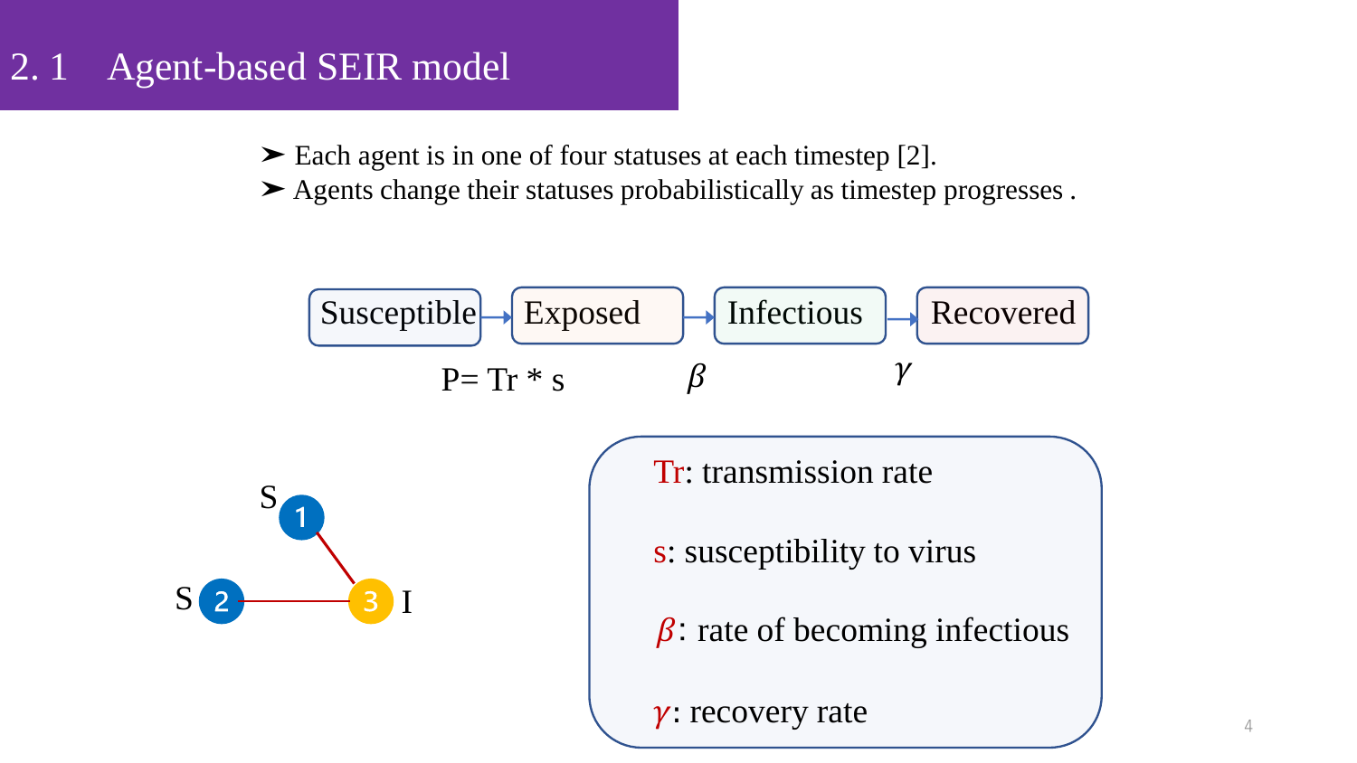## 2. 1 Agent-based SEIR model

- Each agent is in one of four statuses at each timestep [2].
- Agents change their statuses probabilistically as timestep progresses .

Susceptible → Exposed → Infectious → Recovered

P= Tr * s  $\beta$  $\gamma$

S 1, S 2, I 3

Tr: transmission rate

s: susceptibility to virus

$\beta$: rate of becoming infectious

$\gamma$: recovery rate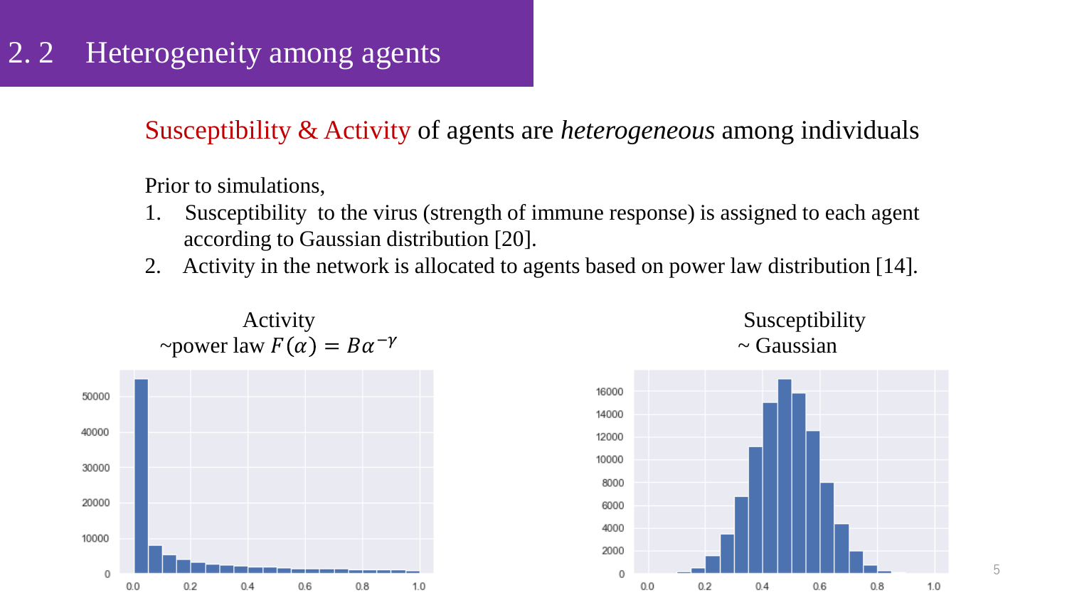## 2. 2 Heterogeneity among agents

Susceptibility & Activity of agents are *heterogeneous* among individuals

Prior to simulations,

1. Susceptibility to the virus (strength of immune response) is assigned to each agent according to Gaussian distribution [20].
2. Activity in the network is allocated to agents based on power law distribution [14].

Activity
~power law $F(\alpha) = B\alpha^{-\gamma}$

Susceptibility
~ Gaussian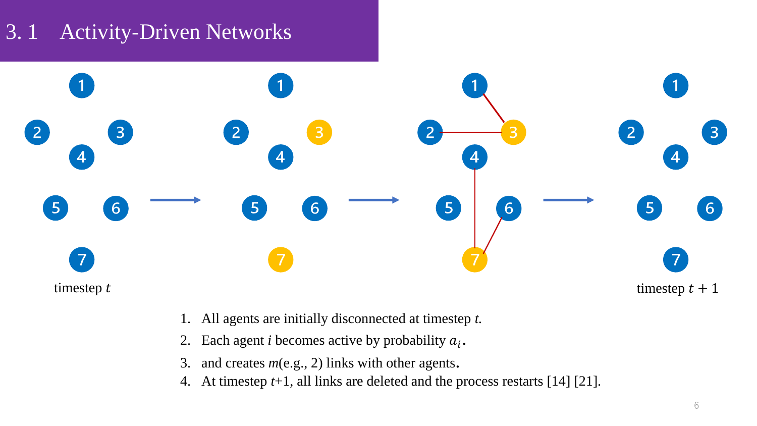# 3. 1 Activity-Driven Networks

timestep $t$

timestep $t+1$

1. All agents are initially disconnected at timestep *t*.
2. Each agent *i* becomes active by probability $a_i$.
3. and creates *m*(e.g., 2) links with other agents.
4. At timestep *t*+1, all links are deleted and the process restarts [14] [21].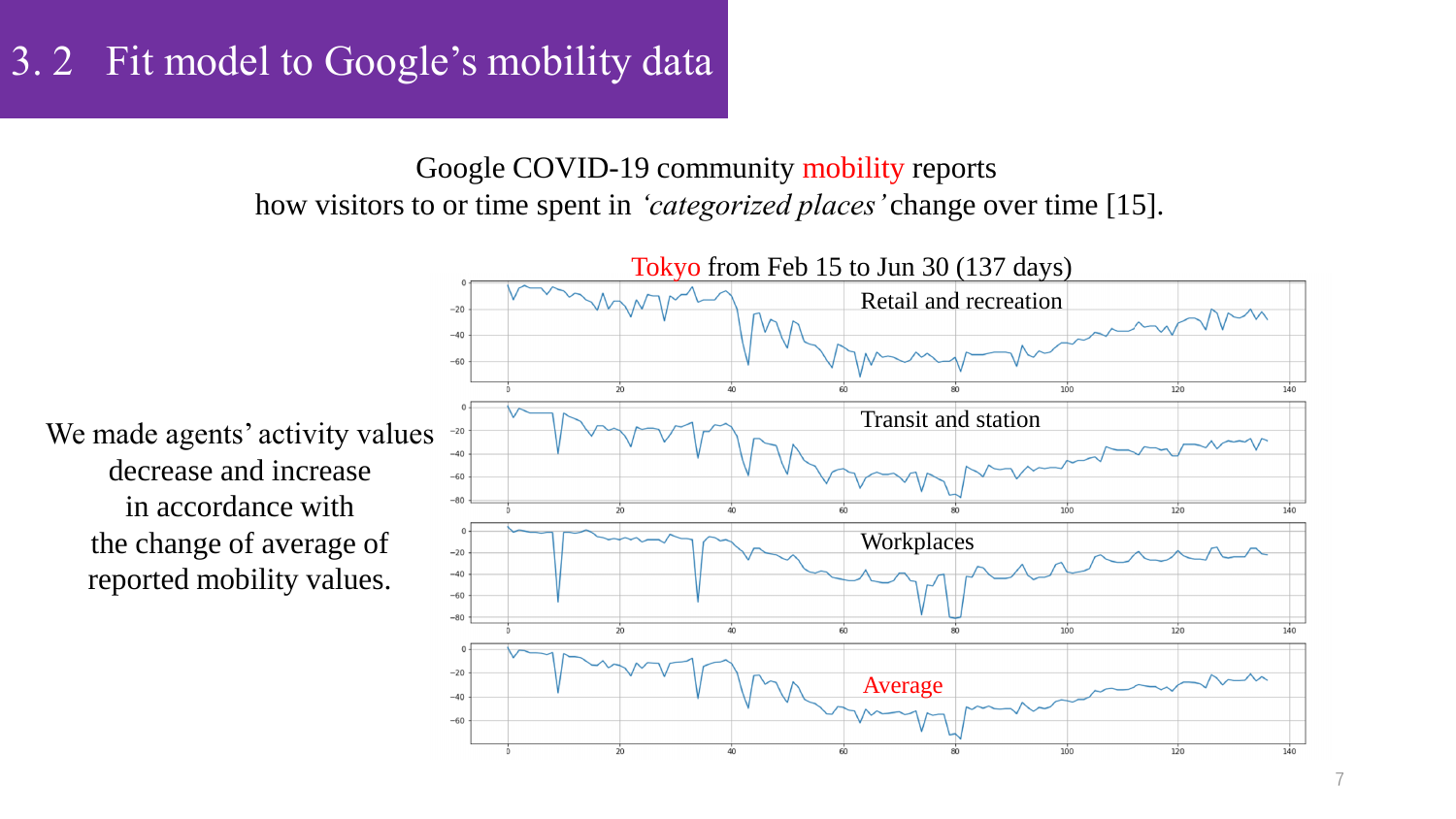# 3. 2 Fit model to Google's mobility data

Google COVID-19 community mobility reports
how visitors to or time spent in *'categorized places'* change over time [15].

We made agents' activity values decrease and increase in accordance with the change of average of reported mobility values.

Tokyo from Feb 15 to Jun 30 (137 days)

Retail and recreation

Transit and station

Workplaces

Average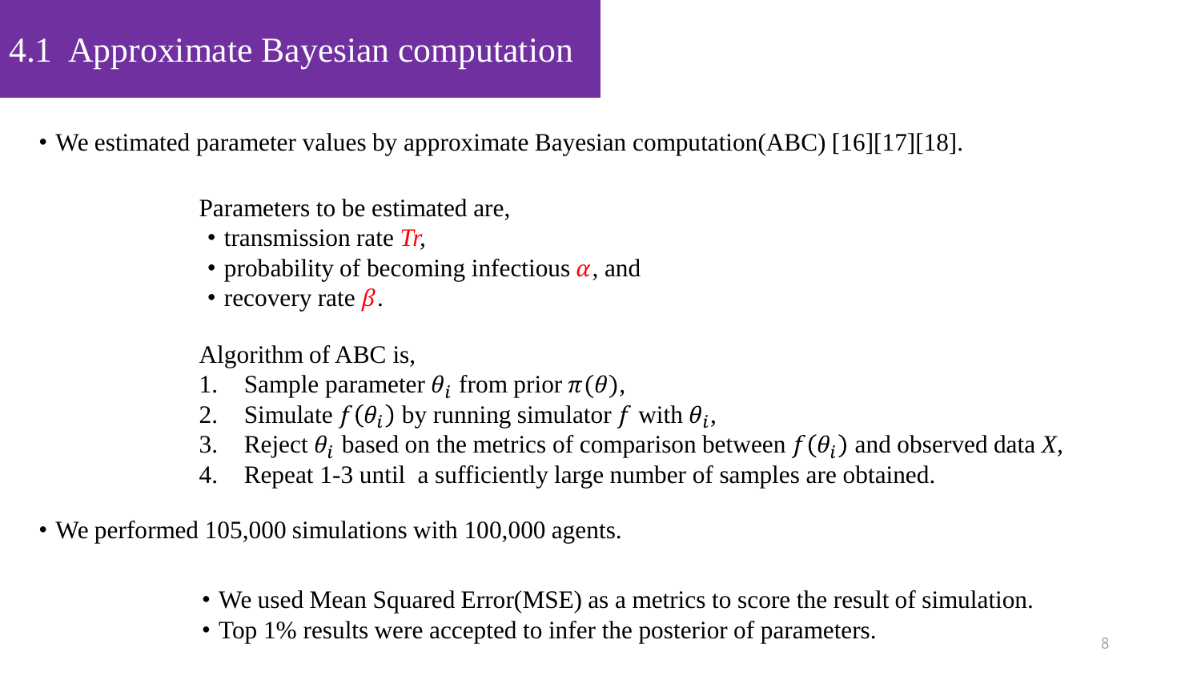# 4.1 Approximate Bayesian computation

- We estimated parameter values by approximate Bayesian computation(ABC) [16][17][18].

Parameters to be estimated are,

- transmission rate *Tr*,
- probability of becoming infectious $\alpha$, and
- recovery rate $\beta$.

Algorithm of ABC is,

1. Sample parameter $\theta_i$ from prior $\pi(\theta)$,
2. Simulate $f(\theta_i)$ by running simulator $f$ with $\theta_i$,
3. Reject $\theta_i$ based on the metrics of comparison between $f(\theta_i)$ and observed data *X*,
4. Repeat 1-3 until a sufficiently large number of samples are obtained.

- We performed 105,000 simulations with 100,000 agents.
  - We used Mean Squared Error(MSE) as a metrics to score the result of simulation.
  - Top 1% results were accepted to infer the posterior of parameters.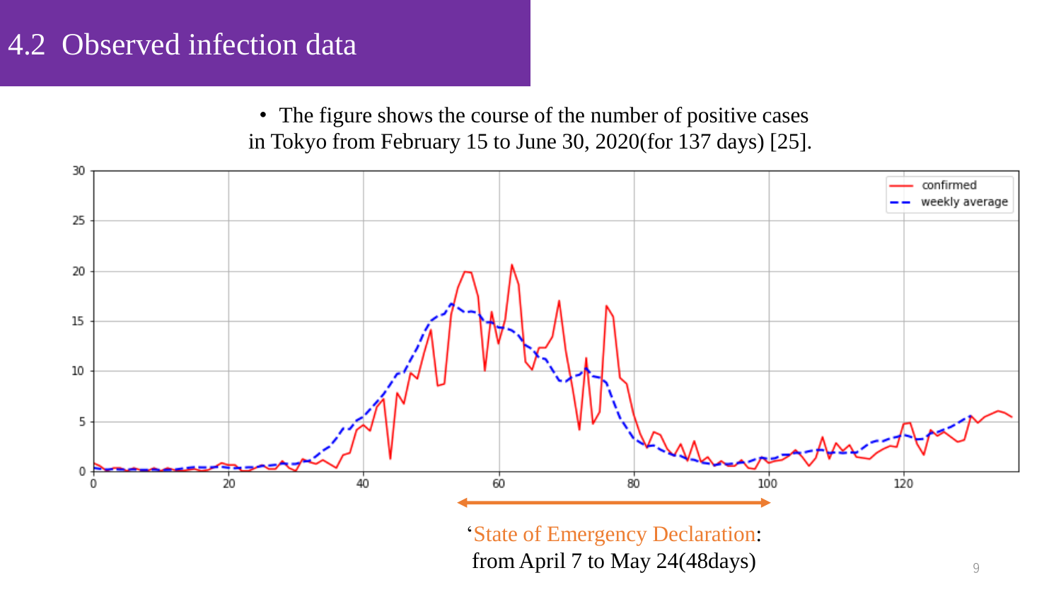# 4.2 Observed infection data

- The figure shows the course of the number of positive cases in Tokyo from February 15 to June 30, 2020(for 137 days) [25].

'State of Emergency Declaration: from April 7 to May 24(48days)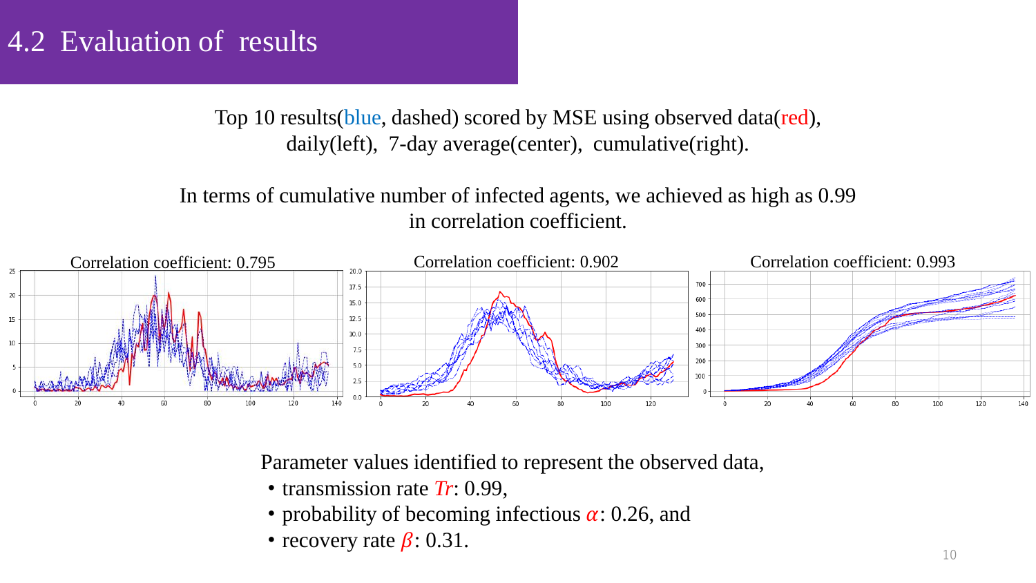## 4.2 Evaluation of results

Top 10 results(blue, dashed) scored by MSE using observed data(red), daily(left), 7-day average(center), cumulative(right).

In terms of cumulative number of infected agents, we achieved as high as 0.99 in correlation coefficient.

Correlation coefficient: 0.795

Correlation coefficient: 0.902

Correlation coefficient: 0.993

Parameter values identified to represent the observed data,

- transmission rate *Tr*: 0.99,
- probability of becoming infectious $\alpha$: 0.26, and
- recovery rate $\beta$: 0.31.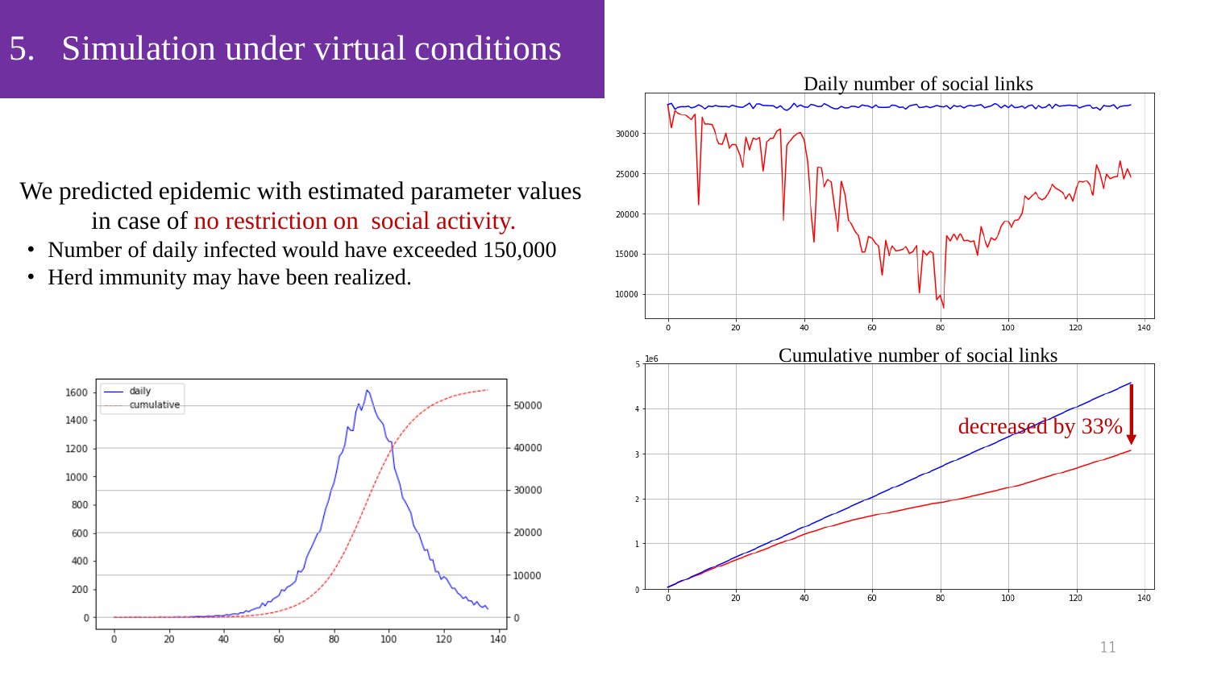# 5. Simulation under virtual conditions

We predicted epidemic with estimated parameter values in case of no restriction on social activity.

- Number of daily infected would have exceeded 150,000
- Herd immunity may have been realized.

Daily number of social links

Cumulative number of social links

decreased by 33%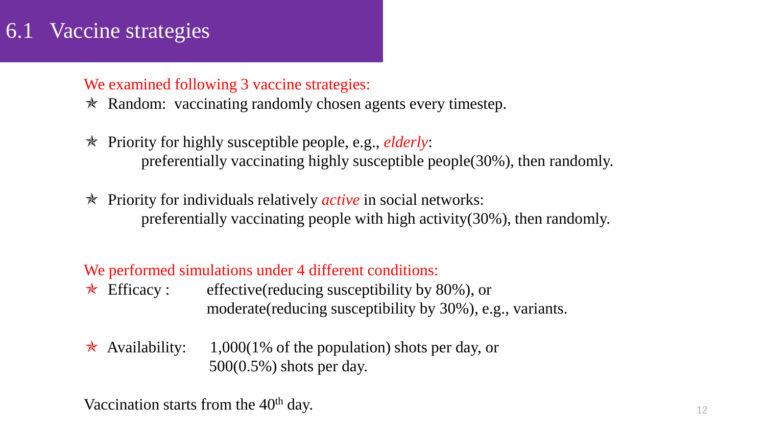# 6.1 Vaccine strategies

We examined following 3 vaccine strategies:

- ✯ Random: vaccinating randomly chosen agents every timestep.
- ✯ Priority for highly susceptible people, e.g., *elderly*:
  preferentially vaccinating highly susceptible people(30%), then randomly.
- ✯ Priority for individuals relatively *active* in social networks:
  preferentially vaccinating people with high activity(30%), then randomly.

We performed simulations under 4 different conditions:

- ✯ Efficacy : effective(reducing susceptibility by 80%), or
  moderate(reducing susceptibility by 30%), e.g., variants.
- ✯ Availability: 1,000(1% of the population) shots per day, or
  500(0.5%) shots per day.

Vaccination starts from the $40^{th}$ day.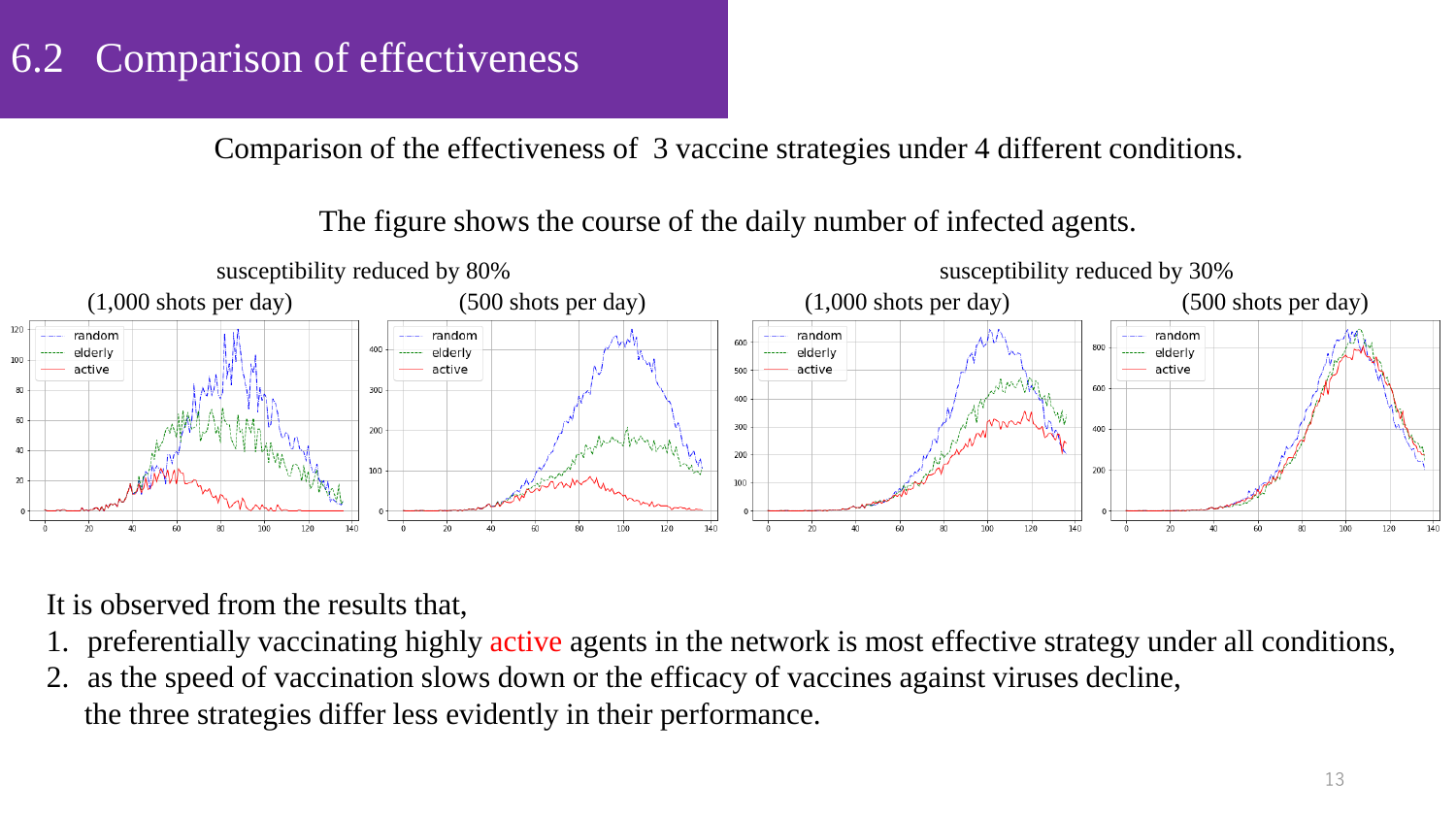# 6.2 Comparison of effectiveness

Comparison of the effectiveness of 3 vaccine strategies under 4 different conditions.

The figure shows the course of the daily number of infected agents.

susceptibility reduced by 80% — (1,000 shots per day) (500 shots per day)

susceptibility reduced by 30% — (1,000 shots per day) (500 shots per day)

It is observed from the results that,

1. preferentially vaccinating highly active agents in the network is most effective strategy under all conditions,
2. as the speed of vaccination slows down or the efficacy of vaccines against viruses decline, the three strategies differ less evidently in their performance.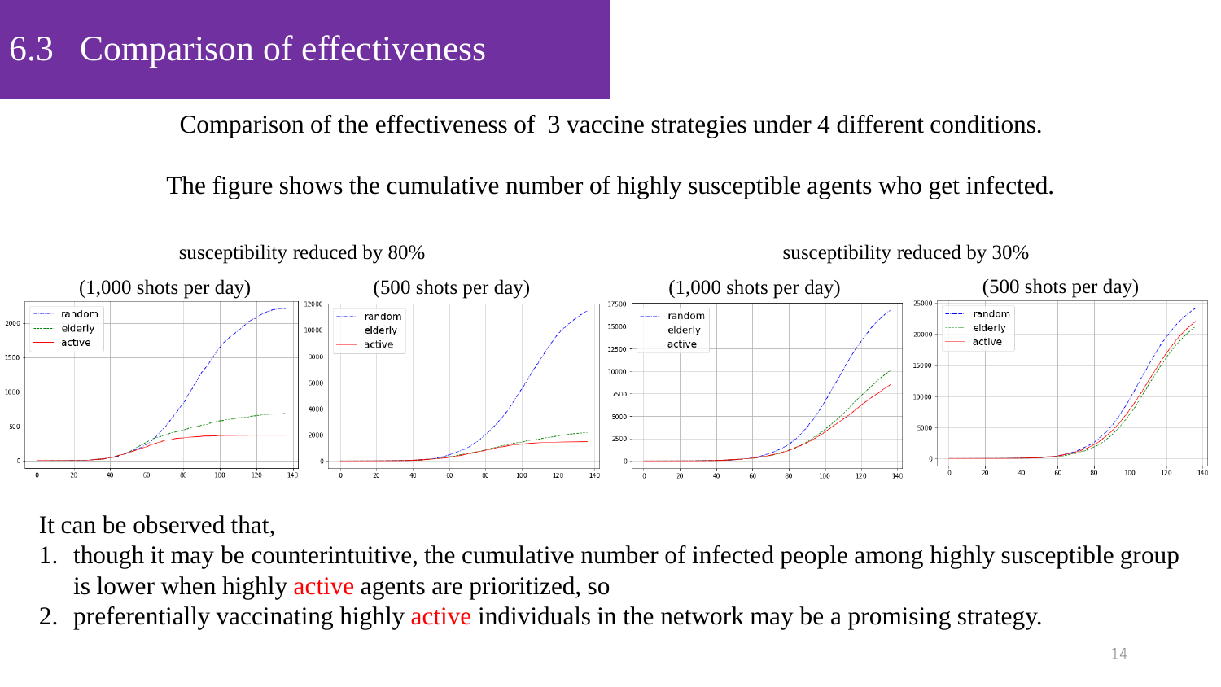# 6.3 Comparison of effectiveness

Comparison of the effectiveness of 3 vaccine strategies under 4 different conditions.

The figure shows the cumulative number of highly susceptible agents who get infected.

susceptibility reduced by 80%

(1,000 shots per day) (500 shots per day)

susceptibility reduced by 30%

(1,000 shots per day) (500 shots per day)

It can be observed that,

1. though it may be counterintuitive, the cumulative number of infected people among highly susceptible group is lower when highly active agents are prioritized, so
2. preferentially vaccinating highly active individuals in the network may be a promising strategy.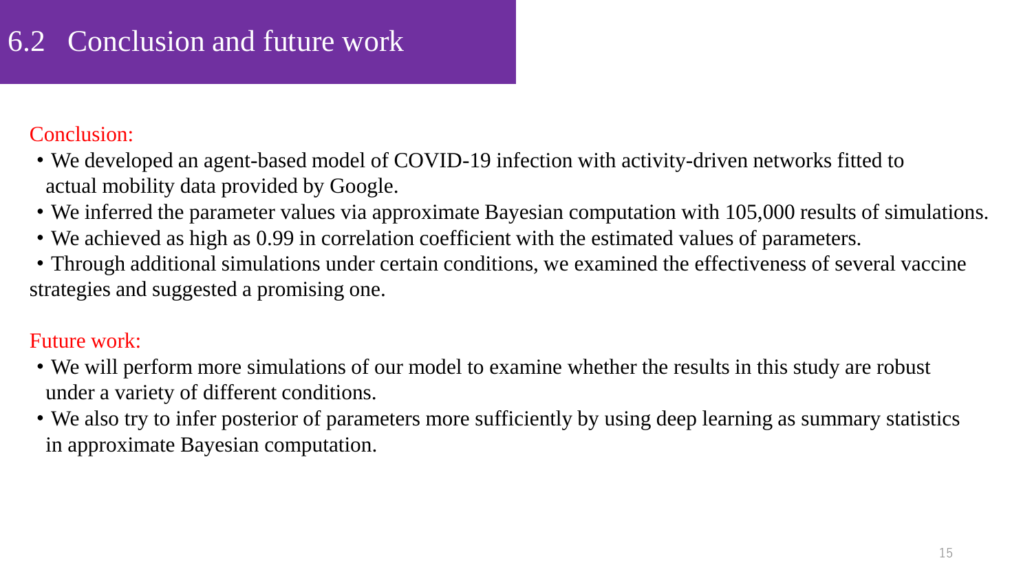# 6.2 Conclusion and future work

Conclusion:

- We developed an agent-based model of COVID-19 infection with activity-driven networks fitted to actual mobility data provided by Google.
- We inferred the parameter values via approximate Bayesian computation with 105,000 results of simulations.
- We achieved as high as 0.99 in correlation coefficient with the estimated values of parameters.
- Through additional simulations under certain conditions, we examined the effectiveness of several vaccine strategies and suggested a promising one.

Future work:

- We will perform more simulations of our model to examine whether the results in this study are robust under a variety of different conditions.
- We also try to infer posterior of parameters more sufficiently by using deep learning as summary statistics in approximate Bayesian computation.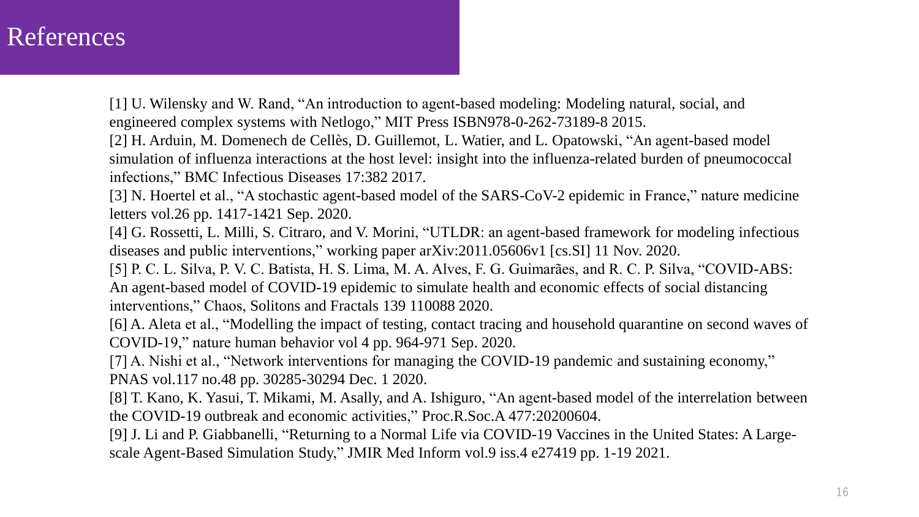# References

[1] U. Wilensky and W. Rand, “An introduction to agent-based modeling: Modeling natural, social, and engineered complex systems with Netlogo,” MIT Press ISBN978-0-262-73189-8 2015.

[2] H. Arduin, M. Domenech de Cellès, D. Guillemot, L. Watier, and L. Opatowski, “An agent-based model simulation of influenza interactions at the host level: insight into the influenza-related burden of pneumococcal infections,” BMC Infectious Diseases 17:382 2017.

[3] N. Hoertel et al., “A stochastic agent-based model of the SARS-CoV-2 epidemic in France,” nature medicine letters vol.26 pp. 1417-1421 Sep. 2020.

[4] G. Rossetti, L. Milli, S. Citraro, and V. Morini, “UTLDR: an agent-based framework for modeling infectious diseases and public interventions,” working paper arXiv:2011.05606v1 [cs.SI] 11 Nov. 2020.

[5] P. C. L. Silva, P. V. C. Batista, H. S. Lima, M. A. Alves, F. G. Guimarães, and R. C. P. Silva, “COVID-ABS: An agent-based model of COVID-19 epidemic to simulate health and economic effects of social distancing interventions,” Chaos, Solitons and Fractals 139 110088 2020.

[6] A. Aleta et al., “Modelling the impact of testing, contact tracing and household quarantine on second waves of COVID-19,” nature human behavior vol 4 pp. 964-971 Sep. 2020.

[7] A. Nishi et al., “Network interventions for managing the COVID-19 pandemic and sustaining economy,” PNAS vol.117 no.48 pp. 30285-30294 Dec. 1 2020.

[8] T. Kano, K. Yasui, T. Mikami, M. Asally, and A. Ishiguro, “An agent-based model of the interrelation between the COVID-19 outbreak and economic activities,” Proc.R.Soc.A 477:20200604.

[9] J. Li and P. Giabbanelli, “Returning to a Normal Life via COVID-19 Vaccines in the United States: A Large-scale Agent-Based Simulation Study,” JMIR Med Inform vol.9 iss.4 e27419 pp. 1-19 2021.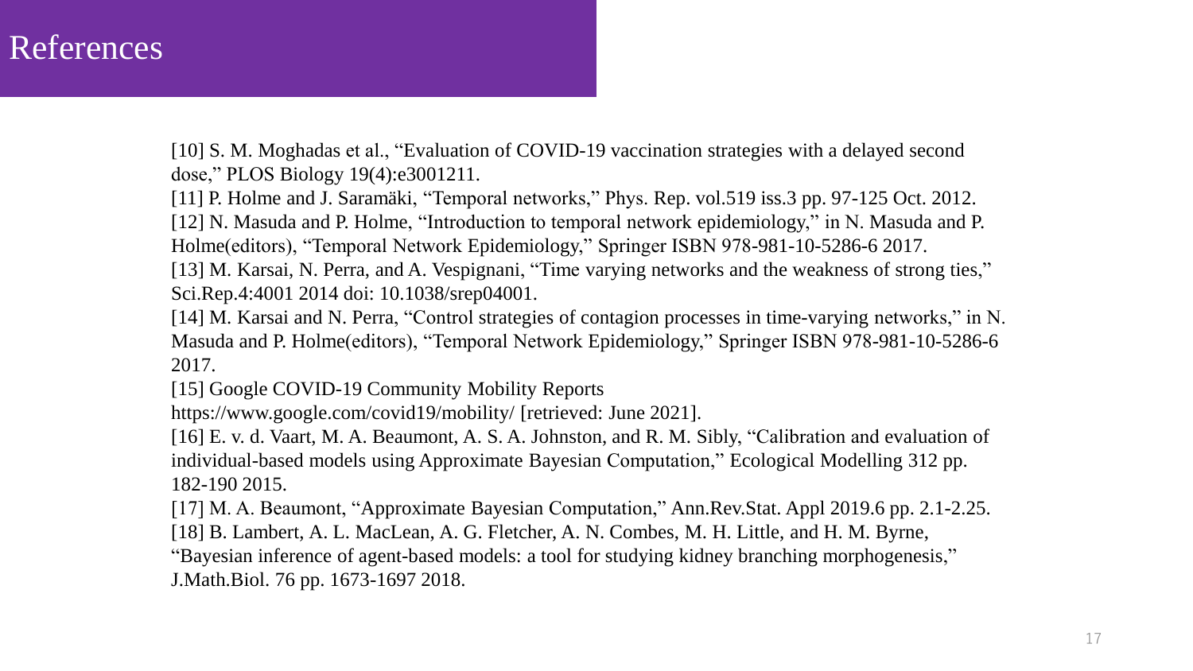# References

[10] S. M. Moghadas et al., “Evaluation of COVID-19 vaccination strategies with a delayed second dose,” PLOS Biology 19(4):e3001211.

[11] P. Holme and J. Saramäki, “Temporal networks,” Phys. Rep. vol.519 iss.3 pp. 97-125 Oct. 2012.

[12] N. Masuda and P. Holme, “Introduction to temporal network epidemiology,” in N. Masuda and P. Holme(editors), “Temporal Network Epidemiology,” Springer ISBN 978-981-10-5286-6 2017.

[13] M. Karsai, N. Perra, and A. Vespignani, “Time varying networks and the weakness of strong ties,” Sci.Rep.4:4001 2014 doi: 10.1038/srep04001.

[14] M. Karsai and N. Perra, “Control strategies of contagion processes in time-varying networks,” in N. Masuda and P. Holme(editors), “Temporal Network Epidemiology,” Springer ISBN 978-981-10-5286-6 2017.

[15] Google COVID-19 Community Mobility Reports https://www.google.com/covid19/mobility/ [retrieved: June 2021].

[16] E. v. d. Vaart, M. A. Beaumont, A. S. A. Johnston, and R. M. Sibly, “Calibration and evaluation of individual-based models using Approximate Bayesian Computation,” Ecological Modelling 312 pp. 182-190 2015.

[17] M. A. Beaumont, “Approximate Bayesian Computation,” Ann.Rev.Stat. Appl 2019.6 pp. 2.1-2.25.

[18] B. Lambert, A. L. MacLean, A. G. Fletcher, A. N. Combes, M. H. Little, and H. M. Byrne, “Bayesian inference of agent-based models: a tool for studying kidney branching morphogenesis,” J.Math.Biol. 76 pp. 1673-1697 2018.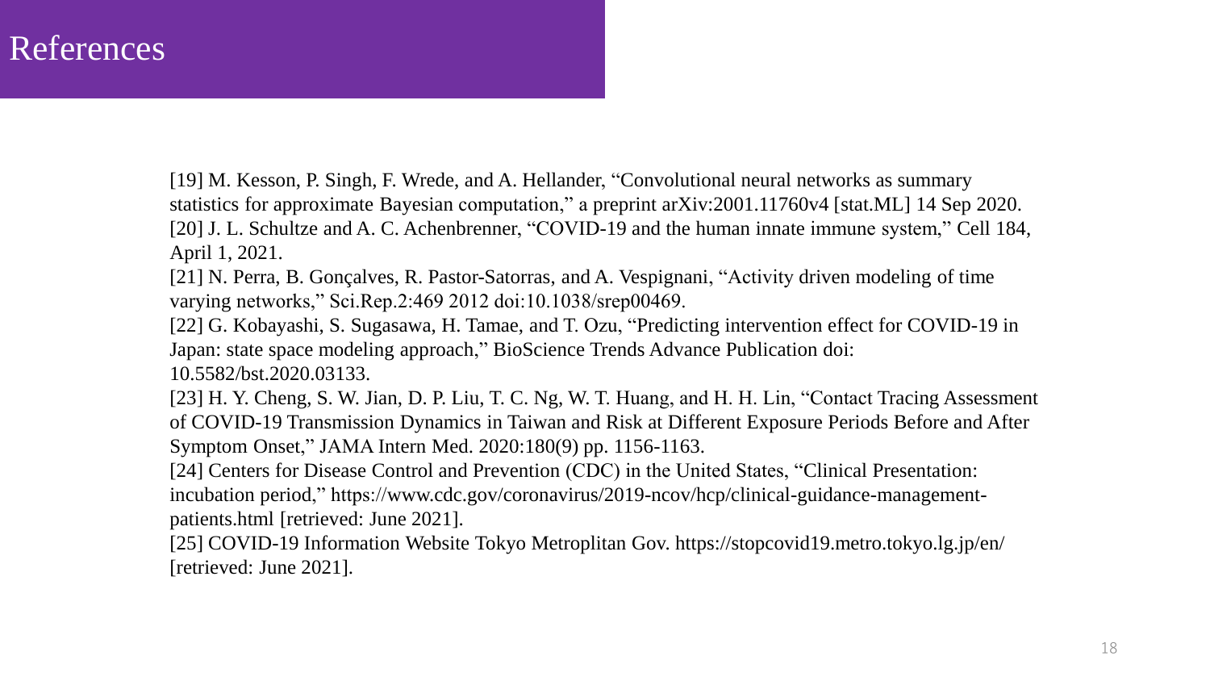# References

[19] M. Kesson, P. Singh, F. Wrede, and A. Hellander, “Convolutional neural networks as summary statistics for approximate Bayesian computation,” a preprint arXiv:2001.11760v4 [stat.ML] 14 Sep 2020.
[20] J. L. Schultze and A. C. Achenbrenner, “COVID-19 and the human innate immune system,” Cell 184, April 1, 2021.
[21] N. Perra, B. Gonçalves, R. Pastor-Satorras, and A. Vespignani, “Activity driven modeling of time varying networks,” Sci.Rep.2:469 2012 doi:10.1038/srep00469.
[22] G. Kobayashi, S. Sugasawa, H. Tamae, and T. Ozu, “Predicting intervention effect for COVID-19 in Japan: state space modeling approach,” BioScience Trends Advance Publication doi: 10.5582/bst.2020.03133.
[23] H. Y. Cheng, S. W. Jian, D. P. Liu, T. C. Ng, W. T. Huang, and H. H. Lin, “Contact Tracing Assessment of COVID-19 Transmission Dynamics in Taiwan and Risk at Different Exposure Periods Before and After Symptom Onset,” JAMA Intern Med. 2020:180(9) pp. 1156-1163.
[24] Centers for Disease Control and Prevention (CDC) in the United States, “Clinical Presentation: incubation period,” https://www.cdc.gov/coronavirus/2019-ncov/hcp/clinical-guidance-management-patients.html [retrieved: June 2021].
[25] COVID-19 Information Website Tokyo Metroplitan Gov. https://stopcovid19.metro.tokyo.lg.jp/en/ [retrieved: June 2021].